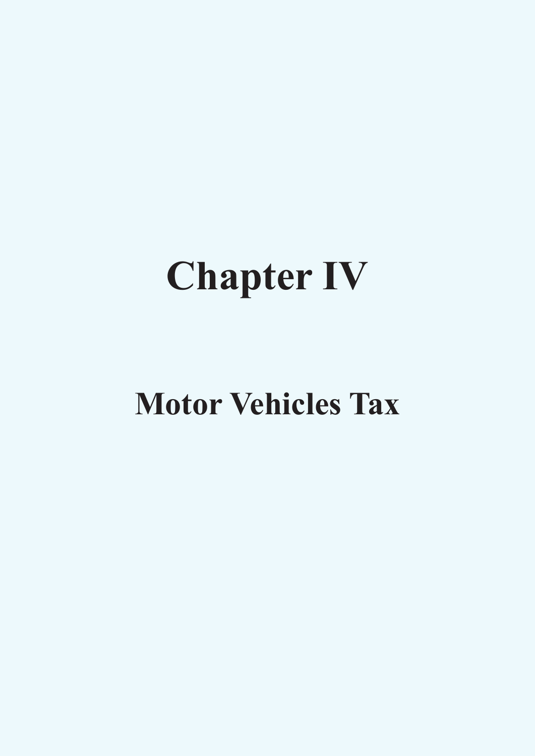# Chapter IV

## Motor Vehicles Tax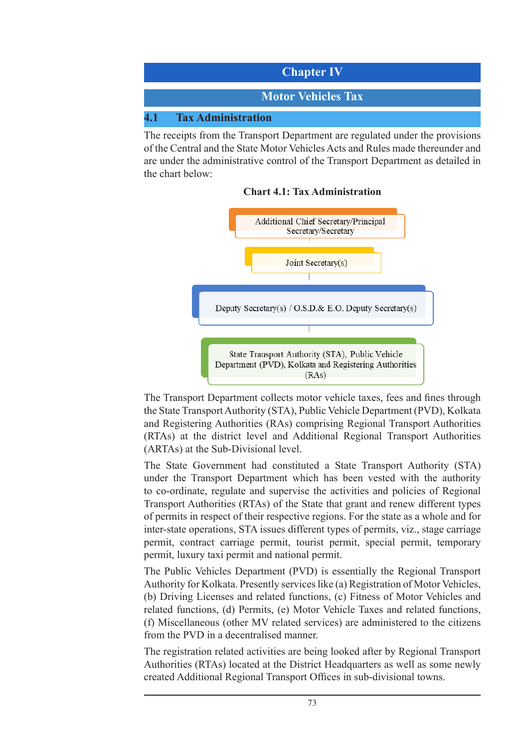# Chapter IV

# Motor Vehicles Tax

## 4.1 Tax Administration

The receipts from the Transport Department are regulated under the provisions of the Central and the State Motor Vehicles Acts and Rules made thereunder and are under the administrative control of the Transport Department as detailed in the chart below:

**Chart 4.1: Tax Administration**

Additional Chief Secretary/Principal Secretary/Secretary

Joint Secretary(s)

Deputy Secretary(s) / O.S.D.& E.O. Deputy Secretary(s)

State Transport Authority (STA), Public Vehicle Department (PVD), Kolkata and Registering Authorities (RAs)

The Transport Department collects motor vehicle taxes, fees and fines through the State Transport Authority (STA), Public Vehicle Department (PVD), Kolkata and Registering Authorities (RAs) comprising Regional Transport Authorities (RTAs) at the district level and Additional Regional Transport Authorities (ARTAs) at the Sub-Divisional level.

The State Government had constituted a State Transport Authority (STA) under the Transport Department which has been vested with the authority to co-ordinate, regulate and supervise the activities and policies of Regional Transport Authorities (RTAs) of the State that grant and renew different types of permits in respect of their respective regions. For the state as a whole and for inter-state operations, STA issues different types of permits, viz., stage carriage permit, contract carriage permit, tourist permit, special permit, temporary permit, luxury taxi permit and national permit.

The Public Vehicles Department (PVD) is essentially the Regional Transport Authority for Kolkata. Presently services like (a) Registration of Motor Vehicles, (b) Driving Licenses and related functions, (c) Fitness of Motor Vehicles and related functions, (d) Permits, (e) Motor Vehicle Taxes and related functions, (f) Miscellaneous (other MV related services) are administered to the citizens from the PVD in a decentralised manner.

The registration related activities are being looked after by Regional Transport Authorities (RTAs) located at the District Headquarters as well as some newly created Additional Regional Transport Offices in sub-divisional towns.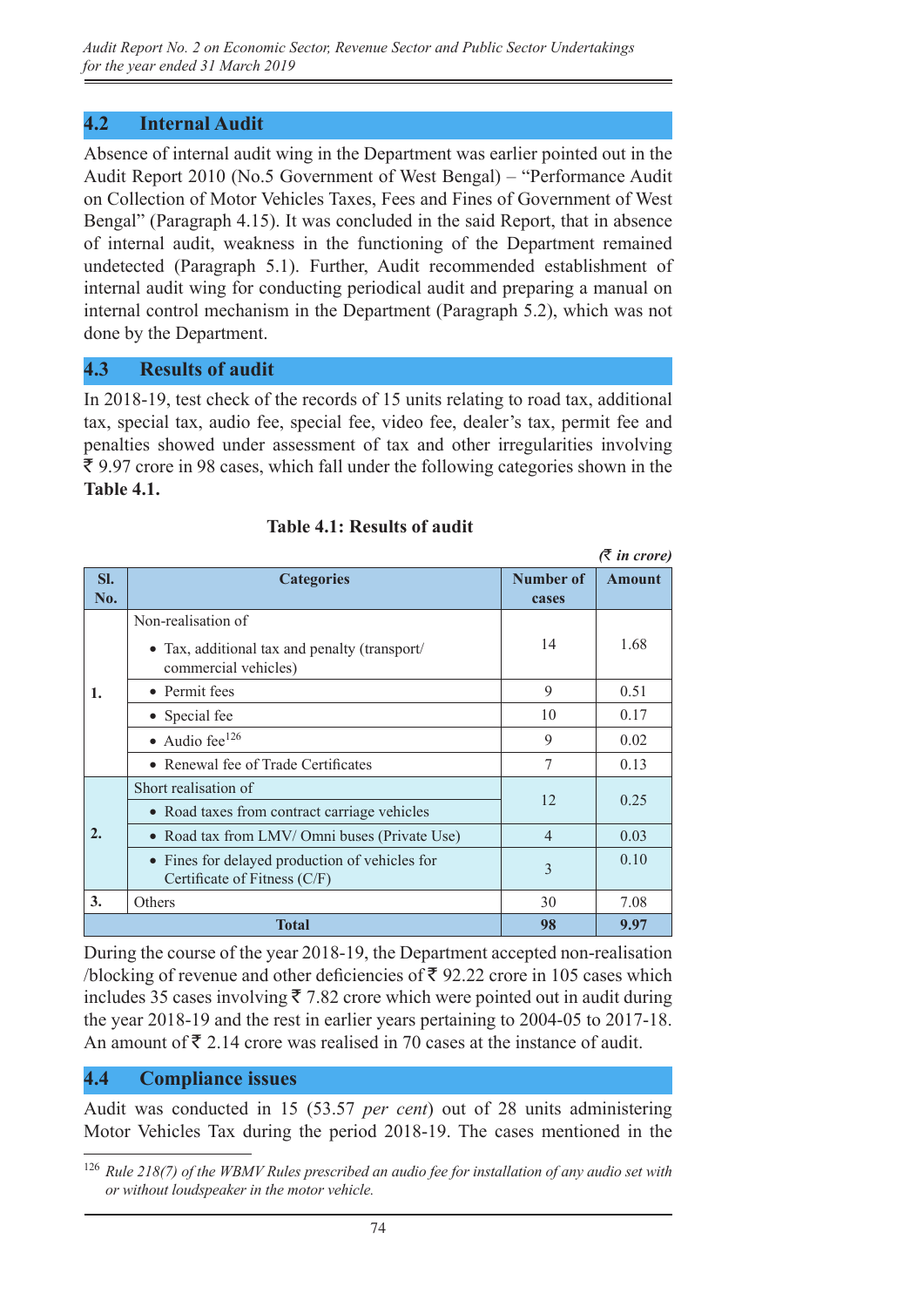## 4.2 Internal Audit

Absence of internal audit wing in the Department was earlier pointed out in the Audit Report 2010 (No.5 Government of West Bengal) – "Performance Audit on Collection of Motor Vehicles Taxes, Fees and Fines of Government of West Bengal" (Paragraph 4.15). It was concluded in the said Report, that in absence of internal audit, weakness in the functioning of the Department remained undetected (Paragraph 5.1). Further, Audit recommended establishment of internal audit wing for conducting periodical audit and preparing a manual on internal control mechanism in the Department (Paragraph 5.2), which was not done by the Department.

## 4.3 Results of audit

In 2018-19, test check of the records of 15 units relating to road tax, additional tax, special tax, audio fee, special fee, video fee, dealer's tax, permit fee and penalties showed under assessment of tax and other irregularities involving ₹ 9.97 crore in 98 cases, which fall under the following categories shown in the **Table 4.1.**

**Table 4.1: Results of audit**

*(₹ in crore)*

| Sl. No. | Categories | Number of cases | Amount |
|---|---|---|---|
| 1. | Non-realisation of<br>• Tax, additional tax and penalty (transport/ commercial vehicles) | 14 | 1.68 |
| | • Permit fees | 9 | 0.51 |
| | • Special fee | 10 | 0.17 |
| | • Audio fee[126] | 9 | 0.02 |
| | • Renewal fee of Trade Certificates | 7 | 0.13 |
| 2. | Short realisation of<br>• Road taxes from contract carriage vehicles | 12 | 0.25 |
| | • Road tax from LMV/ Omni buses (Private Use) | 4 | 0.03 |
| | • Fines for delayed production of vehicles for Certificate of Fitness (C/F) | 3 | 0.10 |
| 3. | Others | 30 | 7.08 |
| | **Total** | **98** | **9.97** |

During the course of the year 2018-19, the Department accepted non-realisation /blocking of revenue and other deficiencies of ₹ 92.22 crore in 105 cases which includes 35 cases involving ₹ 7.82 crore which were pointed out in audit during the year 2018-19 and the rest in earlier years pertaining to 2004-05 to 2017-18. An amount of ₹ 2.14 crore was realised in 70 cases at the instance of audit.

## 4.4 Compliance issues

Audit was conducted in 15 (53.57 *per cent*) out of 28 units administering Motor Vehicles Tax during the period 2018-19. The cases mentioned in the

[126] *Rule 218(7) of the WBMV Rules prescribed an audio fee for installation of any audio set with or without loudspeaker in the motor vehicle.*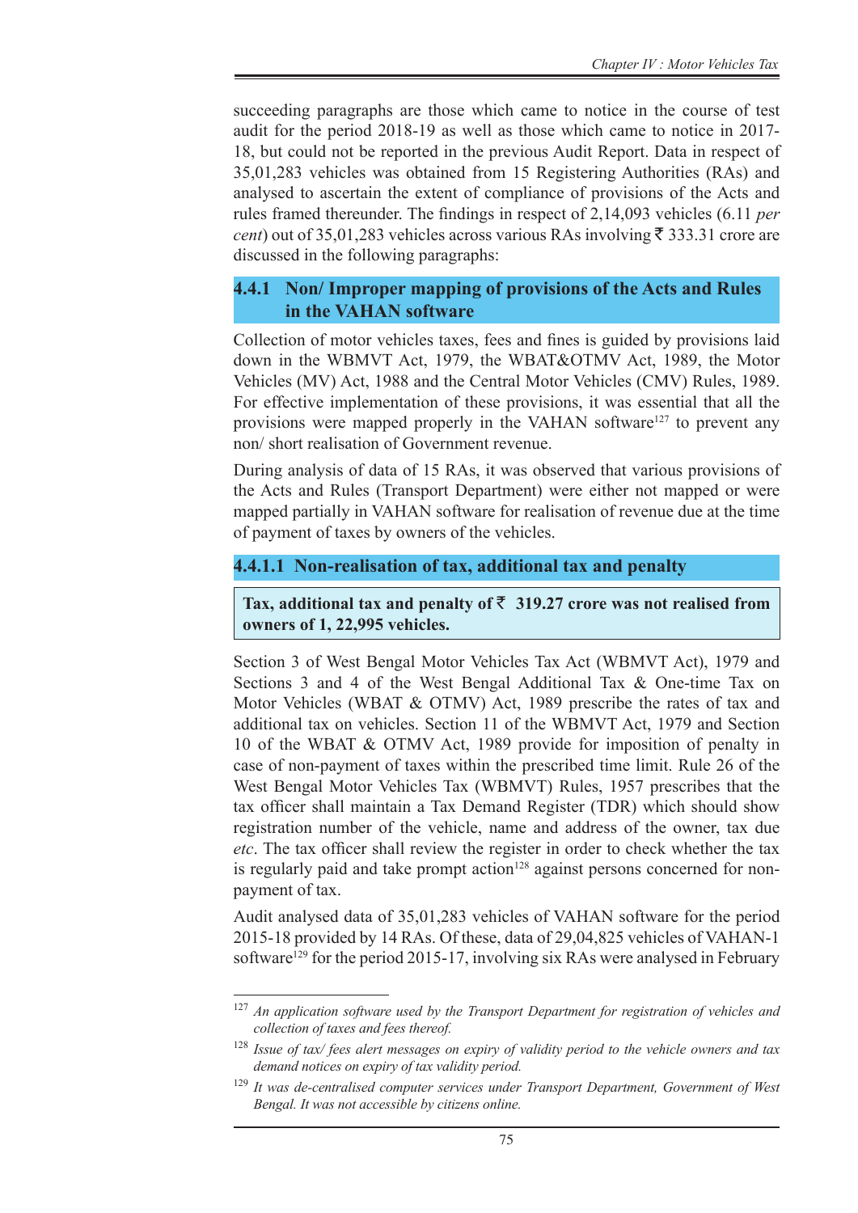succeeding paragraphs are those which came to notice in the course of test audit for the period 2018-19 as well as those which came to notice in 2017-18, but could not be reported in the previous Audit Report. Data in respect of 35,01,283 vehicles was obtained from 15 Registering Authorities (RAs) and analysed to ascertain the extent of compliance of provisions of the Acts and rules framed thereunder. The findings in respect of 2,14,093 vehicles (6.11 *per cent*) out of 35,01,283 vehicles across various RAs involving ₹ 333.31 crore are discussed in the following paragraphs:

### 4.4.1 Non/ Improper mapping of provisions of the Acts and Rules in the VAHAN software

Collection of motor vehicles taxes, fees and fines is guided by provisions laid down in the WBMVT Act, 1979, the WBAT&OTMV Act, 1989, the Motor Vehicles (MV) Act, 1988 and the Central Motor Vehicles (CMV) Rules, 1989. For effective implementation of these provisions, it was essential that all the provisions were mapped properly in the VAHAN software[127] to prevent any non/ short realisation of Government revenue.

During analysis of data of 15 RAs, it was observed that various provisions of the Acts and Rules (Transport Department) were either not mapped or were mapped partially in VAHAN software for realisation of revenue due at the time of payment of taxes by owners of the vehicles.

#### 4.4.1.1 Non-realisation of tax, additional tax and penalty

**Tax, additional tax and penalty of ₹ 319.27 crore was not realised from owners of 1, 22,995 vehicles.**

Section 3 of West Bengal Motor Vehicles Tax Act (WBMVT Act), 1979 and Sections 3 and 4 of the West Bengal Additional Tax & One-time Tax on Motor Vehicles (WBAT & OTMV) Act, 1989 prescribe the rates of tax and additional tax on vehicles. Section 11 of the WBMVT Act, 1979 and Section 10 of the WBAT & OTMV Act, 1989 provide for imposition of penalty in case of non-payment of taxes within the prescribed time limit. Rule 26 of the West Bengal Motor Vehicles Tax (WBMVT) Rules, 1957 prescribes that the tax officer shall maintain a Tax Demand Register (TDR) which should show registration number of the vehicle, name and address of the owner, tax due *etc*. The tax officer shall review the register in order to check whether the tax is regularly paid and take prompt action[128] against persons concerned for non-payment of tax.

Audit analysed data of 35,01,283 vehicles of VAHAN software for the period 2015-18 provided by 14 RAs. Of these, data of 29,04,825 vehicles of VAHAN-1 software[129] for the period 2015-17, involving six RAs were analysed in February

---

[127] *An application software used by the Transport Department for registration of vehicles and collection of taxes and fees thereof.*

[128] *Issue of tax/ fees alert messages on expiry of validity period to the vehicle owners and tax demand notices on expiry of tax validity period.*

[129] *It was de-centralised computer services under Transport Department, Government of West Bengal. It was not accessible by citizens online.*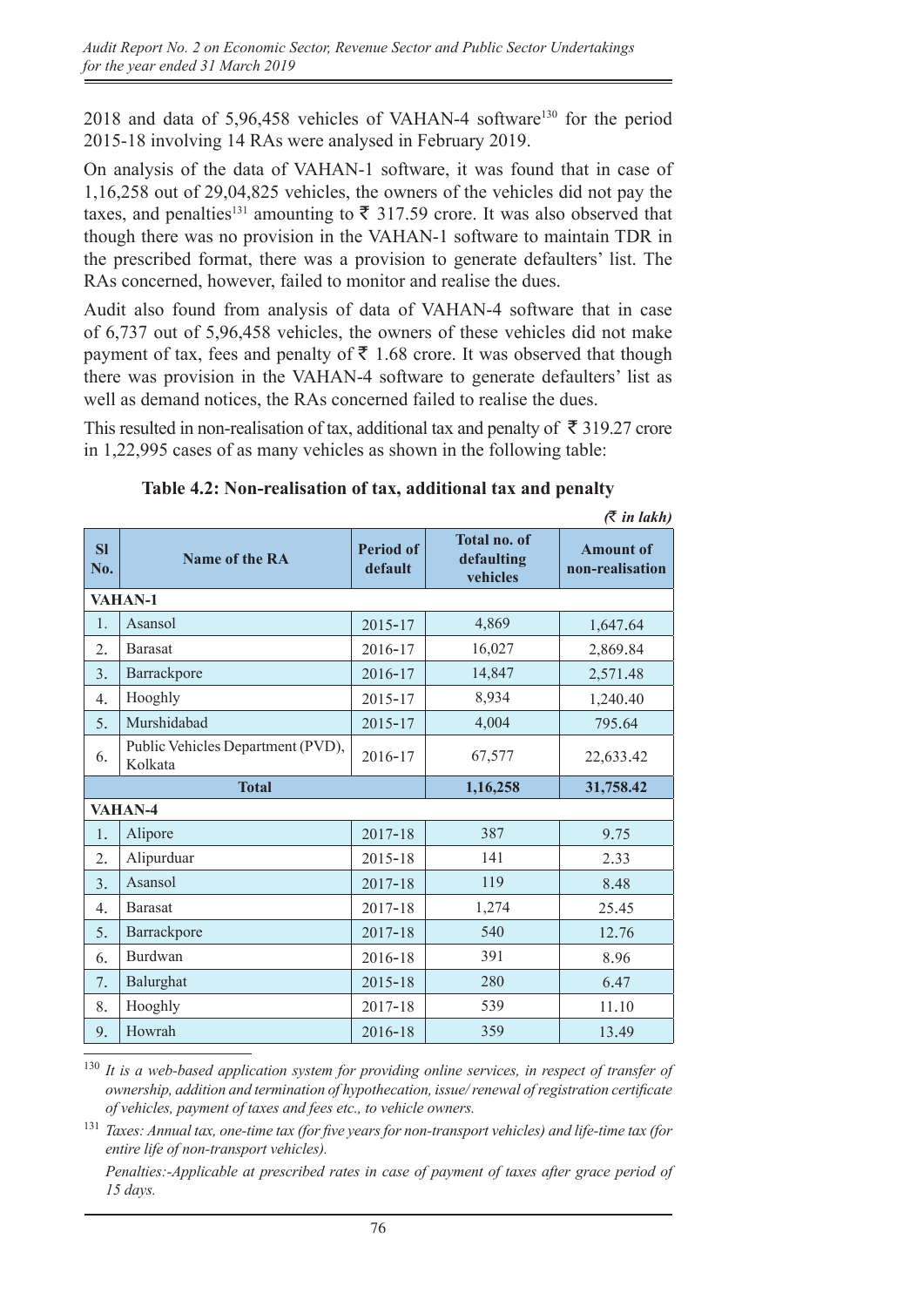2018 and data of 5,96,458 vehicles of VAHAN-4 software[130] for the period 2015-18 involving 14 RAs were analysed in February 2019.

On analysis of the data of VAHAN-1 software, it was found that in case of 1,16,258 out of 29,04,825 vehicles, the owners of the vehicles did not pay the taxes, and penalties[131] amounting to ₹ 317.59 crore. It was also observed that though there was no provision in the VAHAN-1 software to maintain TDR in the prescribed format, there was a provision to generate defaulters' list. The RAs concerned, however, failed to monitor and realise the dues.

Audit also found from analysis of data of VAHAN-4 software that in case of 6,737 out of 5,96,458 vehicles, the owners of these vehicles did not make payment of tax, fees and penalty of ₹ 1.68 crore. It was observed that though there was provision in the VAHAN-4 software to generate defaulters' list as well as demand notices, the RAs concerned failed to realise the dues.

This resulted in non-realisation of tax, additional tax and penalty of ₹ 319.27 crore in 1,22,995 cases of as many vehicles as shown in the following table:

**Table 4.2: Non-realisation of tax, additional tax and penalty**

*(₹ in lakh)*

| Sl No. | Name of the RA | Period of default | Total no. of defaulting vehicles | Amount of non-realisation |
|---|---|---|---|---|
| **VAHAN-1** | | | | |
| 1. | Asansol | 2015-17 | 4,869 | 1,647.64 |
| 2. | Barasat | 2016-17 | 16,027 | 2,869.84 |
| 3. | Barrackpore | 2016-17 | 14,847 | 2,571.48 |
| 4. | Hooghly | 2015-17 | 8,934 | 1,240.40 |
| 5. | Murshidabad | 2015-17 | 4,004 | 795.64 |
| 6. | Public Vehicles Department (PVD), Kolkata | 2016-17 | 67,577 | 22,633.42 |
| **Total** | | | **1,16,258** | **31,758.42** |
| **VAHAN-4** | | | | |
| 1. | Alipore | 2017-18 | 387 | 9.75 |
| 2. | Alipurduar | 2015-18 | 141 | 2.33 |
| 3. | Asansol | 2017-18 | 119 | 8.48 |
| 4. | Barasat | 2017-18 | 1,274 | 25.45 |
| 5. | Barrackpore | 2017-18 | 540 | 12.76 |
| 6. | Burdwan | 2016-18 | 391 | 8.96 |
| 7. | Balurghat | 2015-18 | 280 | 6.47 |
| 8. | Hooghly | 2017-18 | 539 | 11.10 |
| 9. | Howrah | 2016-18 | 359 | 13.49 |

[130] *It is a web-based application system for providing online services, in respect of transfer of ownership, addition and termination of hypothecation, issue/renewal of registration certificate of vehicles, payment of taxes and fees etc., to vehicle owners.*

[131] *Taxes: Annual tax, one-time tax (for five years for non-transport vehicles) and life-time tax (for entire life of non-transport vehicles).*

*Penalties:-Applicable at prescribed rates in case of payment of taxes after grace period of 15 days.*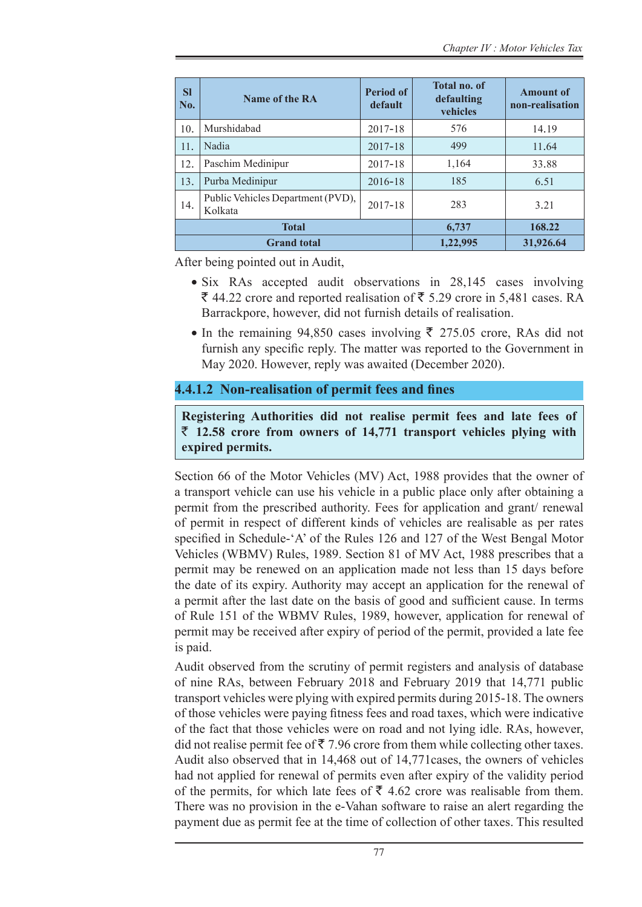| Sl No. | Name of the RA | Period of default | Total no. of defaulting vehicles | Amount of non-realisation |
|---|---|---|---|---|
| 10. | Murshidabad | 2017-18 | 576 | 14.19 |
| 11. | Nadia | 2017-18 | 499 | 11.64 |
| 12. | Paschim Medinipur | 2017-18 | 1,164 | 33.88 |
| 13. | Purba Medinipur | 2016-18 | 185 | 6.51 |
| 14. | Public Vehicles Department (PVD), Kolkata | 2017-18 | 283 | 3.21 |
| **Total** | | | **6,737** | **168.22** |
| **Grand total** | | | **1,22,995** | **31,926.64** |

After being pointed out in Audit,

- Six RAs accepted audit observations in 28,145 cases involving ₹ 44.22 crore and reported realisation of ₹ 5.29 crore in 5,481 cases. RA Barrackpore, however, did not furnish details of realisation.
- In the remaining 94,850 cases involving ₹ 275.05 crore, RAs did not furnish any specific reply. The matter was reported to the Government in May 2020. However, reply was awaited (December 2020).

#### 4.4.1.2 Non-realisation of permit fees and fines

**Registering Authorities did not realise permit fees and late fees of ₹ 12.58 crore from owners of 14,771 transport vehicles plying with expired permits.**

Section 66 of the Motor Vehicles (MV) Act, 1988 provides that the owner of a transport vehicle can use his vehicle in a public place only after obtaining a permit from the prescribed authority. Fees for application and grant/ renewal of permit in respect of different kinds of vehicles are realisable as per rates specified in Schedule-'A' of the Rules 126 and 127 of the West Bengal Motor Vehicles (WBMV) Rules, 1989. Section 81 of MV Act, 1988 prescribes that a permit may be renewed on an application made not less than 15 days before the date of its expiry. Authority may accept an application for the renewal of a permit after the last date on the basis of good and sufficient cause. In terms of Rule 151 of the WBMV Rules, 1989, however, application for renewal of permit may be received after expiry of period of the permit, provided a late fee is paid.

Audit observed from the scrutiny of permit registers and analysis of database of nine RAs, between February 2018 and February 2019 that 14,771 public transport vehicles were plying with expired permits during 2015-18. The owners of those vehicles were paying fitness fees and road taxes, which were indicative of the fact that those vehicles were on road and not lying idle. RAs, however, did not realise permit fee of ₹ 7.96 crore from them while collecting other taxes. Audit also observed that in 14,468 out of 14,771cases, the owners of vehicles had not applied for renewal of permits even after expiry of the validity period of the permits, for which late fees of ₹ 4.62 crore was realisable from them. There was no provision in the e-Vahan software to raise an alert regarding the payment due as permit fee at the time of collection of other taxes. This resulted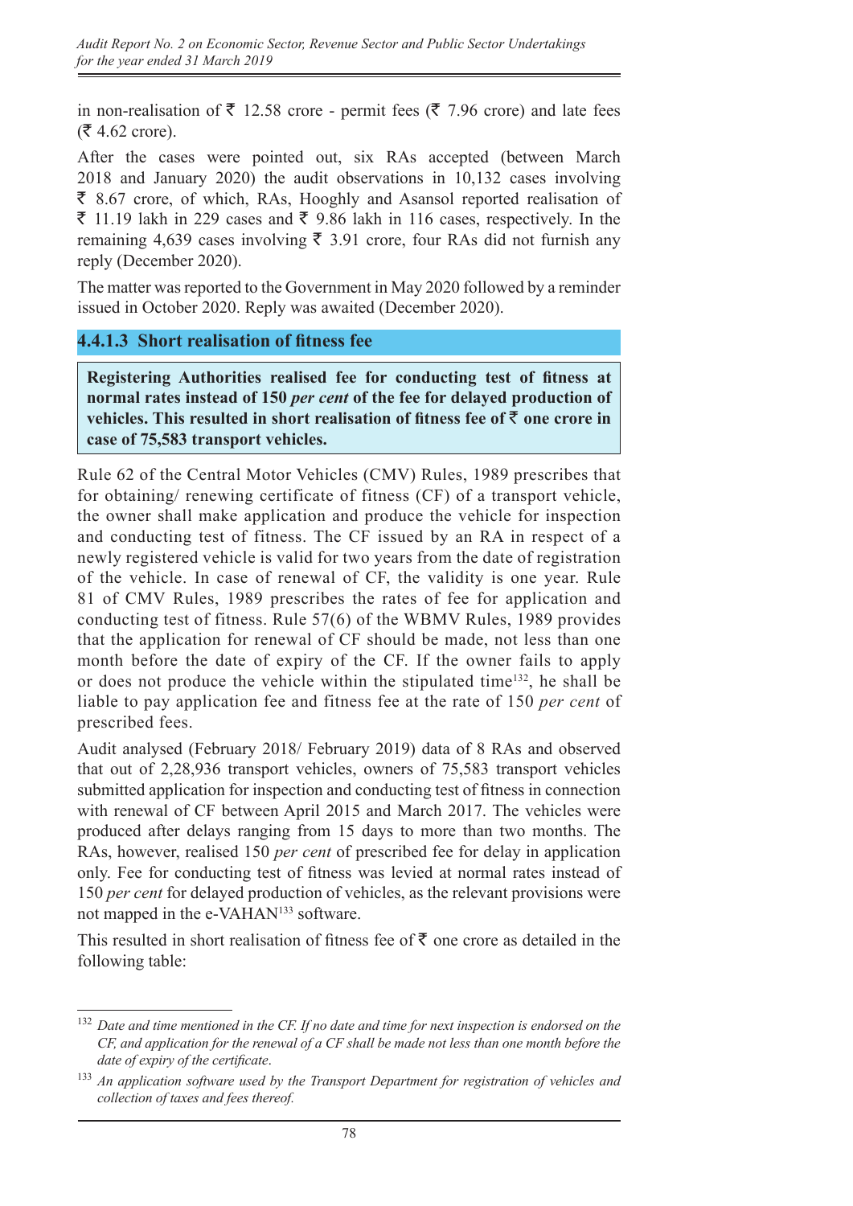in non-realisation of ₹ 12.58 crore - permit fees (₹ 7.96 crore) and late fees (₹ 4.62 crore).

After the cases were pointed out, six RAs accepted (between March 2018 and January 2020) the audit observations in 10,132 cases involving ₹ 8.67 crore, of which, RAs, Hooghly and Asansol reported realisation of ₹ 11.19 lakh in 229 cases and ₹ 9.86 lakh in 116 cases, respectively. In the remaining 4,639 cases involving ₹ 3.91 crore, four RAs did not furnish any reply (December 2020).

The matter was reported to the Government in May 2020 followed by a reminder issued in October 2020. Reply was awaited (December 2020).

#### 4.4.1.3 Short realisation of fitness fee

**Registering Authorities realised fee for conducting test of fitness at normal rates instead of 150 *per cent* of the fee for delayed production of vehicles. This resulted in short realisation of fitness fee of ₹ one crore in case of 75,583 transport vehicles.**

Rule 62 of the Central Motor Vehicles (CMV) Rules, 1989 prescribes that for obtaining/ renewing certificate of fitness (CF) of a transport vehicle, the owner shall make application and produce the vehicle for inspection and conducting test of fitness. The CF issued by an RA in respect of a newly registered vehicle is valid for two years from the date of registration of the vehicle. In case of renewal of CF, the validity is one year. Rule 81 of CMV Rules, 1989 prescribes the rates of fee for application and conducting test of fitness. Rule 57(6) of the WBMV Rules, 1989 provides that the application for renewal of CF should be made, not less than one month before the date of expiry of the CF. If the owner fails to apply or does not produce the vehicle within the stipulated time[132], he shall be liable to pay application fee and fitness fee at the rate of 150 *per cent* of prescribed fees.

Audit analysed (February 2018/ February 2019) data of 8 RAs and observed that out of 2,28,936 transport vehicles, owners of 75,583 transport vehicles submitted application for inspection and conducting test of fitness in connection with renewal of CF between April 2015 and March 2017. The vehicles were produced after delays ranging from 15 days to more than two months. The RAs, however, realised 150 *per cent* of prescribed fee for delay in application only. Fee for conducting test of fitness was levied at normal rates instead of 150 *per cent* for delayed production of vehicles, as the relevant provisions were not mapped in the e-VAHAN[133] software.

This resulted in short realisation of fitness fee of ₹ one crore as detailed in the following table:

---

[132] *Date and time mentioned in the CF. If no date and time for next inspection is endorsed on the CF, and application for the renewal of a CF shall be made not less than one month before the date of expiry of the certificate.*

[133] *An application software used by the Transport Department for registration of vehicles and collection of taxes and fees thereof.*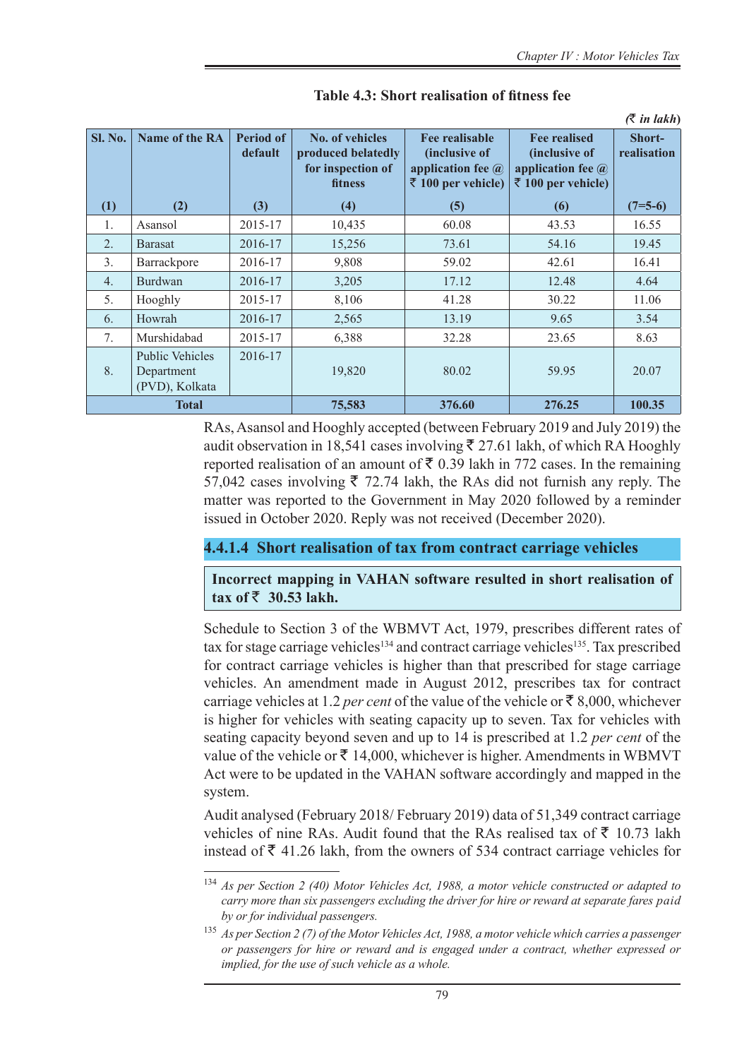**Table 4.3: Short realisation of fitness fee**

*(₹ in lakh)*

| Sl. No. | Name of the RA | Period of default | No. of vehicles produced belatedly for inspection of fitness | Fee realisable (inclusive of application fee @ ₹ 100 per vehicle) | Fee realised (inclusive of application fee @ ₹ 100 per vehicle) | Short-realisation |
|---|---|---|---|---|---|---|
| (1) | (2) | (3) | (4) | (5) | (6) | (7=5-6) |
| 1. | Asansol | 2015-17 | 10,435 | 60.08 | 43.53 | 16.55 |
| 2. | Barasat | 2016-17 | 15,256 | 73.61 | 54.16 | 19.45 |
| 3. | Barrackpore | 2016-17 | 9,808 | 59.02 | 42.61 | 16.41 |
| 4. | Burdwan | 2016-17 | 3,205 | 17.12 | 12.48 | 4.64 |
| 5. | Hooghly | 2015-17 | 8,106 | 41.28 | 30.22 | 11.06 |
| 6. | Howrah | 2016-17 | 2,565 | 13.19 | 9.65 | 3.54 |
| 7. | Murshidabad | 2015-17 | 6,388 | 32.28 | 23.65 | 8.63 |
| 8. | Public Vehicles Department (PVD), Kolkata | 2016-17 | 19,820 | 80.02 | 59.95 | 20.07 |
| **Total** | | | **75,583** | **376.60** | **276.25** | **100.35** |

RAs, Asansol and Hooghly accepted (between February 2019 and July 2019) the audit observation in 18,541 cases involving ₹ 27.61 lakh, of which RA Hooghly reported realisation of an amount of ₹ 0.39 lakh in 772 cases. In the remaining 57,042 cases involving ₹ 72.74 lakh, the RAs did not furnish any reply. The matter was reported to the Government in May 2020 followed by a reminder issued in October 2020. Reply was not received (December 2020).

#### 4.4.1.4 Short realisation of tax from contract carriage vehicles

**Incorrect mapping in VAHAN software resulted in short realisation of tax of ₹ 30.53 lakh.**

Schedule to Section 3 of the WBMVT Act, 1979, prescribes different rates of tax for stage carriage vehicles[134] and contract carriage vehicles[135]. Tax prescribed for contract carriage vehicles is higher than that prescribed for stage carriage vehicles. An amendment made in August 2012, prescribes tax for contract carriage vehicles at 1.2 *per cent* of the value of the vehicle or ₹ 8,000, whichever is higher for vehicles with seating capacity up to seven. Tax for vehicles with seating capacity beyond seven and up to 14 is prescribed at 1.2 *per cent* of the value of the vehicle or ₹ 14,000, whichever is higher. Amendments in WBMVT Act were to be updated in the VAHAN software accordingly and mapped in the system.

Audit analysed (February 2018/ February 2019) data of 51,349 contract carriage vehicles of nine RAs. Audit found that the RAs realised tax of ₹ 10.73 lakh instead of ₹ 41.26 lakh, from the owners of 534 contract carriage vehicles for

---

[134] *As per Section 2 (40) Motor Vehicles Act, 1988, a motor vehicle constructed or adapted to carry more than six passengers excluding the driver for hire or reward at separate fares paid by or for individual passengers.*

[135] *As per Section 2 (7) of the Motor Vehicles Act, 1988, a motor vehicle which carries a passenger or passengers for hire or reward and is engaged under a contract, whether expressed or implied, for the use of such vehicle as a whole.*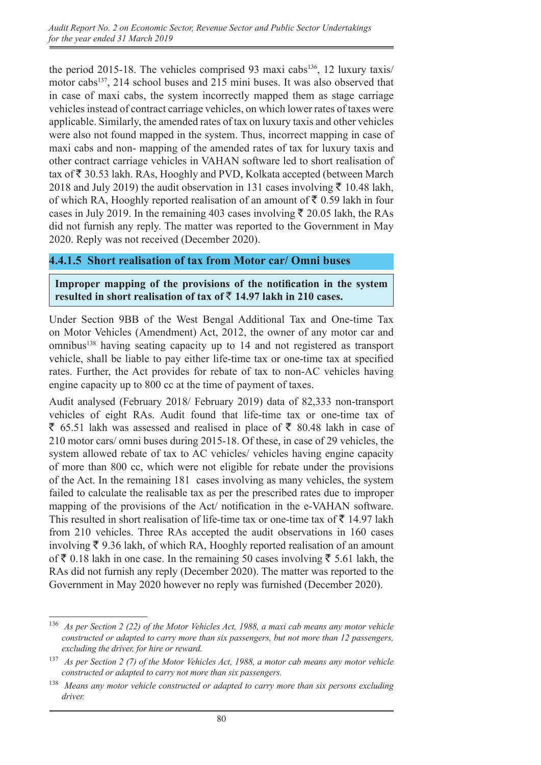the period 2015-18. The vehicles comprised 93 maxi cabs[136], 12 luxury taxis/ motor cabs[137], 214 school buses and 215 mini buses. It was also observed that in case of maxi cabs, the system incorrectly mapped them as stage carriage vehicles instead of contract carriage vehicles, on which lower rates of taxes were applicable. Similarly, the amended rates of tax on luxury taxis and other vehicles were also not found mapped in the system. Thus, incorrect mapping in case of maxi cabs and non- mapping of the amended rates of tax for luxury taxis and other contract carriage vehicles in VAHAN software led to short realisation of tax of ₹ 30.53 lakh. RAs, Hooghly and PVD, Kolkata accepted (between March 2018 and July 2019) the audit observation in 131 cases involving ₹ 10.48 lakh, of which RA, Hooghly reported realisation of an amount of ₹ 0.59 lakh in four cases in July 2019. In the remaining 403 cases involving ₹ 20.05 lakh, the RAs did not furnish any reply. The matter was reported to the Government in May 2020. Reply was not received (December 2020).

#### 4.4.1.5 Short realisation of tax from Motor car/ Omni buses

**Improper mapping of the provisions of the notification in the system resulted in short realisation of tax of ₹ 14.97 lakh in 210 cases.**

Under Section 9BB of the West Bengal Additional Tax and One-time Tax on Motor Vehicles (Amendment) Act, 2012, the owner of any motor car and omnibus[138] having seating capacity up to 14 and not registered as transport vehicle, shall be liable to pay either life-time tax or one-time tax at specified rates. Further, the Act provides for rebate of tax to non-AC vehicles having engine capacity up to 800 cc at the time of payment of taxes.

Audit analysed (February 2018/ February 2019) data of 82,333 non-transport vehicles of eight RAs. Audit found that life-time tax or one-time tax of ₹ 65.51 lakh was assessed and realised in place of ₹ 80.48 lakh in case of 210 motor cars/ omni buses during 2015-18. Of these, in case of 29 vehicles, the system allowed rebate of tax to AC vehicles/ vehicles having engine capacity of more than 800 cc, which were not eligible for rebate under the provisions of the Act. In the remaining 181 cases involving as many vehicles, the system failed to calculate the realisable tax as per the prescribed rates due to improper mapping of the provisions of the Act/ notification in the e-VAHAN software. This resulted in short realisation of life-time tax or one-time tax of ₹ 14.97 lakh from 210 vehicles. Three RAs accepted the audit observations in 160 cases involving ₹ 9.36 lakh, of which RA, Hooghly reported realisation of an amount of ₹ 0.18 lakh in one case. In the remaining 50 cases involving ₹ 5.61 lakh, the RAs did not furnish any reply (December 2020). The matter was reported to the Government in May 2020 however no reply was furnished (December 2020).

---

[136] *As per Section 2 (22) of the Motor Vehicles Act, 1988, a maxi cab means any motor vehicle constructed or adapted to carry more than six passengers, but not more than 12 passengers, excluding the driver, for hire or reward.*

[137] *As per Section 2 (7) of the Motor Vehicles Act, 1988, a motor cab means any motor vehicle constructed or adapted to carry not more than six passengers.*

[138] *Means any motor vehicle constructed or adapted to carry more than six persons excluding driver.*